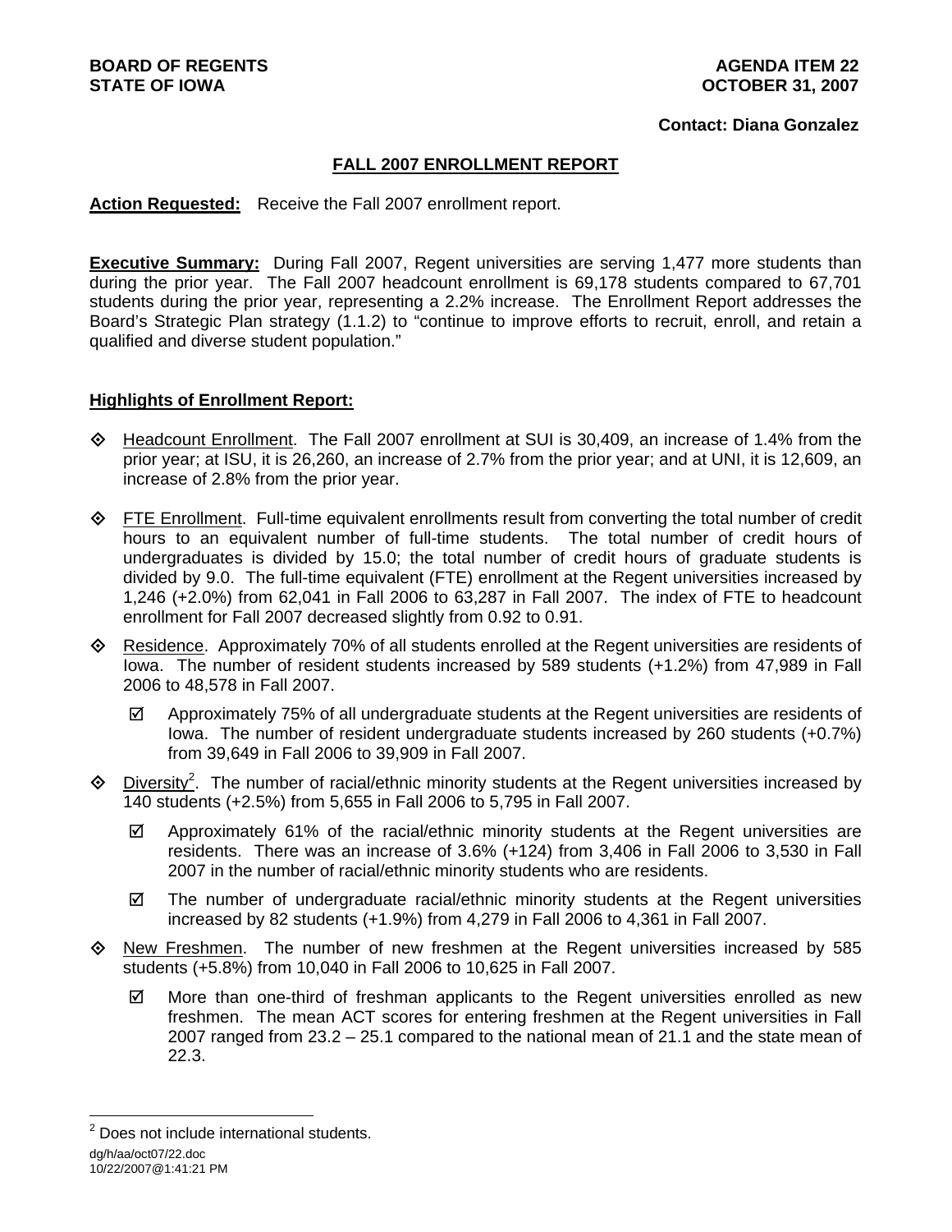**BOARD OF REGENTS**
**STATE OF IOWA**

**AGENDA ITEM 22**
**OCTOBER 31, 2007**

**Contact: Diana Gonzalez**

## FALL 2007 ENROLLMENT REPORT

**Action Requested:** Receive the Fall 2007 enrollment report.

**Executive Summary:** During Fall 2007, Regent universities are serving 1,477 more students than during the prior year. The Fall 2007 headcount enrollment is 69,178 students compared to 67,701 students during the prior year, representing a 2.2% increase. The Enrollment Report addresses the Board's Strategic Plan strategy (1.1.2) to "continue to improve efforts to recruit, enroll, and retain a qualified and diverse student population."

**Highlights of Enrollment Report:**

- Headcount Enrollment. The Fall 2007 enrollment at SUI is 30,409, an increase of 1.4% from the prior year; at ISU, it is 26,260, an increase of 2.7% from the prior year; and at UNI, it is 12,609, an increase of 2.8% from the prior year.

- FTE Enrollment. Full-time equivalent enrollments result from converting the total number of credit hours to an equivalent number of full-time students. The total number of credit hours of undergraduates is divided by 15.0; the total number of credit hours of graduate students is divided by 9.0. The full-time equivalent (FTE) enrollment at the Regent universities increased by 1,246 (+2.0%) from 62,041 in Fall 2006 to 63,287 in Fall 2007. The index of FTE to headcount enrollment for Fall 2007 decreased slightly from 0.92 to 0.91.

- Residence. Approximately 70% of all students enrolled at the Regent universities are residents of Iowa. The number of resident students increased by 589 students (+1.2%) from 47,989 in Fall 2006 to 48,578 in Fall 2007.

  - ☑ Approximately 75% of all undergraduate students at the Regent universities are residents of Iowa. The number of resident undergraduate students increased by 260 students (+0.7%) from 39,649 in Fall 2006 to 39,909 in Fall 2007.

- Diversity[2]. The number of racial/ethnic minority students at the Regent universities increased by 140 students (+2.5%) from 5,655 in Fall 2006 to 5,795 in Fall 2007.

  - ☑ Approximately 61% of the racial/ethnic minority students at the Regent universities are residents. There was an increase of 3.6% (+124) from 3,406 in Fall 2006 to 3,530 in Fall 2007 in the number of racial/ethnic minority students who are residents.

  - ☑ The number of undergraduate racial/ethnic minority students at the Regent universities increased by 82 students (+1.9%) from 4,279 in Fall 2006 to 4,361 in Fall 2007.

- New Freshmen. The number of new freshmen at the Regent universities increased by 585 students (+5.8%) from 10,040 in Fall 2006 to 10,625 in Fall 2007.

  - ☑ More than one-third of freshman applicants to the Regent universities enrolled as new freshmen. The mean ACT scores for entering freshmen at the Regent universities in Fall 2007 ranged from 23.2 – 25.1 compared to the national mean of 21.1 and the state mean of 22.3.

[2] Does not include international students.

dg/h/aa/oct07/22.doc
10/22/2007@1:41:21 PM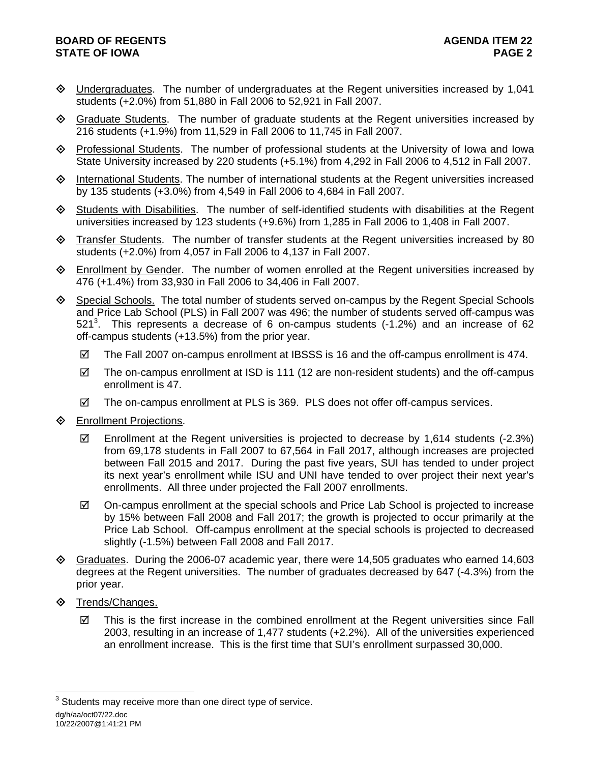- Undergraduates. The number of undergraduates at the Regent universities increased by 1,041 students (+2.0%) from 51,880 in Fall 2006 to 52,921 in Fall 2007.

- Graduate Students. The number of graduate students at the Regent universities increased by 216 students (+1.9%) from 11,529 in Fall 2006 to 11,745 in Fall 2007.

- Professional Students. The number of professional students at the University of Iowa and Iowa State University increased by 220 students (+5.1%) from 4,292 in Fall 2006 to 4,512 in Fall 2007.

- International Students. The number of international students at the Regent universities increased by 135 students (+3.0%) from 4,549 in Fall 2006 to 4,684 in Fall 2007.

- Students with Disabilities. The number of self-identified students with disabilities at the Regent universities increased by 123 students (+9.6%) from 1,285 in Fall 2006 to 1,408 in Fall 2007.

- Transfer Students. The number of transfer students at the Regent universities increased by 80 students (+2.0%) from 4,057 in Fall 2006 to 4,137 in Fall 2007.

- Enrollment by Gender. The number of women enrolled at the Regent universities increased by 476 (+1.4%) from 33,930 in Fall 2006 to 34,406 in Fall 2007.

- Special Schools. The total number of students served on-campus by the Regent Special Schools and Price Lab School (PLS) in Fall 2007 was 496; the number of students served off-campus was 521[3]. This represents a decrease of 6 on-campus students (-1.2%) and an increase of 62 off-campus students (+13.5%) from the prior year.
  - ☑ The Fall 2007 on-campus enrollment at IBSSS is 16 and the off-campus enrollment is 474.
  - ☑ The on-campus enrollment at ISD is 111 (12 are non-resident students) and the off-campus enrollment is 47.
  - ☑ The on-campus enrollment at PLS is 369. PLS does not offer off-campus services.

- Enrollment Projections.
  - ☑ Enrollment at the Regent universities is projected to decrease by 1,614 students (-2.3%) from 69,178 students in Fall 2007 to 67,564 in Fall 2017, although increases are projected between Fall 2015 and 2017. During the past five years, SUI has tended to under project its next year's enrollment while ISU and UNI have tended to over project their next year's enrollments. All three under projected the Fall 2007 enrollments.
  - ☑ On-campus enrollment at the special schools and Price Lab School is projected to increase by 15% between Fall 2008 and Fall 2017; the growth is projected to occur primarily at the Price Lab School. Off-campus enrollment at the special schools is projected to decreased slightly (-1.5%) between Fall 2008 and Fall 2017.

- Graduates. During the 2006-07 academic year, there were 14,505 graduates who earned 14,603 degrees at the Regent universities. The number of graduates decreased by 647 (-4.3%) from the prior year.

- Trends/Changes.
  - ☑ This is the first increase in the combined enrollment at the Regent universities since Fall 2003, resulting in an increase of 1,477 students (+2.2%). All of the universities experienced an enrollment increase. This is the first time that SUI's enrollment surpassed 30,000.

---

[3] Students may receive more than one direct type of service.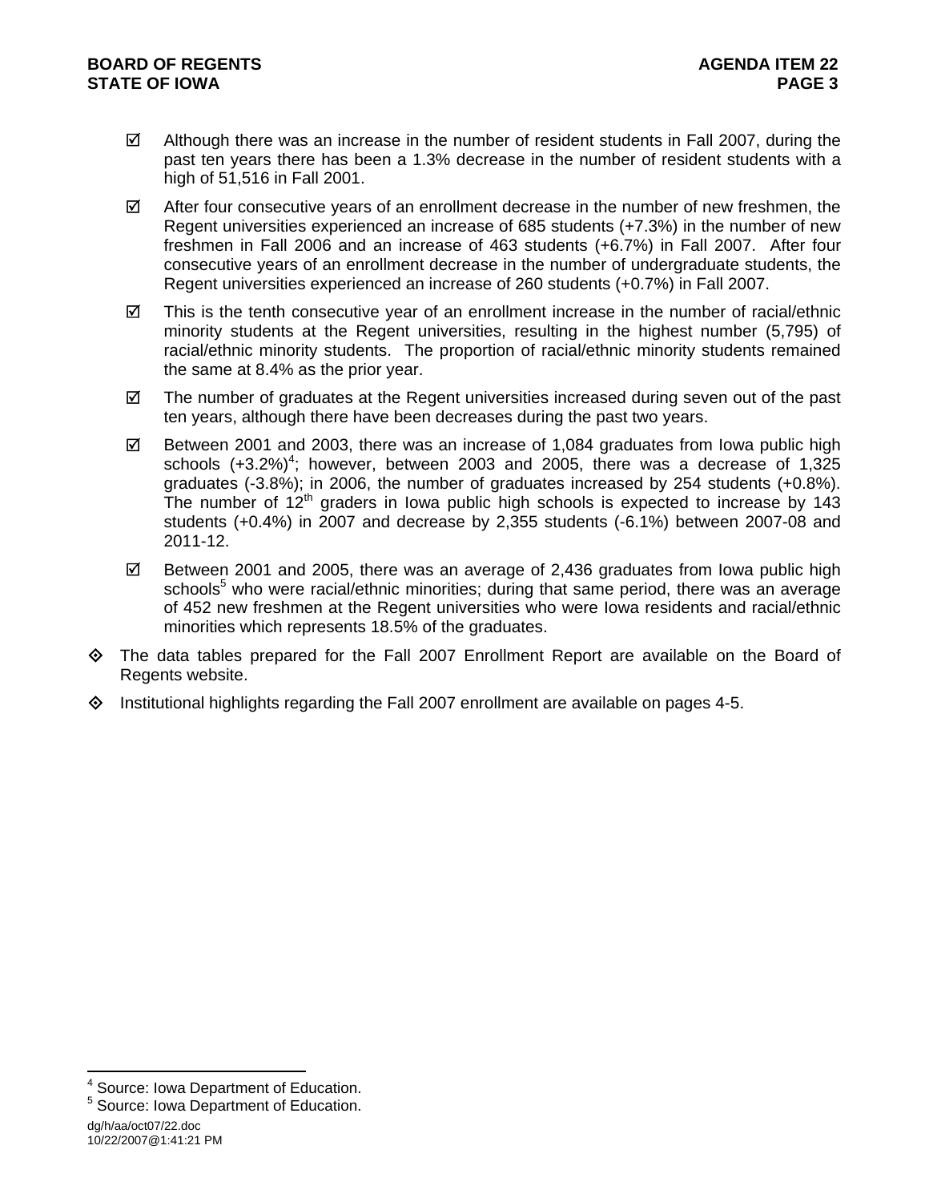- ☑ Although there was an increase in the number of resident students in Fall 2007, during the past ten years there has been a 1.3% decrease in the number of resident students with a high of 51,516 in Fall 2001.
- ☑ After four consecutive years of an enrollment decrease in the number of new freshmen, the Regent universities experienced an increase of 685 students (+7.3%) in the number of new freshmen in Fall 2006 and an increase of 463 students (+6.7%) in Fall 2007. After four consecutive years of an enrollment decrease in the number of undergraduate students, the Regent universities experienced an increase of 260 students (+0.7%) in Fall 2007.
- ☑ This is the tenth consecutive year of an enrollment increase in the number of racial/ethnic minority students at the Regent universities, resulting in the highest number (5,795) of racial/ethnic minority students. The proportion of racial/ethnic minority students remained the same at 8.4% as the prior year.
- ☑ The number of graduates at the Regent universities increased during seven out of the past ten years, although there have been decreases during the past two years.
- ☑ Between 2001 and 2003, there was an increase of 1,084 graduates from Iowa public high schools (+3.2%)[4]; however, between 2003 and 2005, there was a decrease of 1,325 graduates (-3.8%); in 2006, the number of graduates increased by 254 students (+0.8%). The number of 12th graders in Iowa public high schools is expected to increase by 143 students (+0.4%) in 2007 and decrease by 2,355 students (-6.1%) between 2007-08 and 2011-12.
- ☑ Between 2001 and 2005, there was an average of 2,436 graduates from Iowa public high schools[5] who were racial/ethnic minorities; during that same period, there was an average of 452 new freshmen at the Regent universities who were Iowa residents and racial/ethnic minorities which represents 18.5% of the graduates.

- ◈ The data tables prepared for the Fall 2007 Enrollment Report are available on the Board of Regents website.
- ◈ Institutional highlights regarding the Fall 2007 enrollment are available on pages 4-5.

---

[4] Source: Iowa Department of Education.
[5] Source: Iowa Department of Education.

dg/h/aa/oct07/22.doc
10/22/2007@1:41:21 PM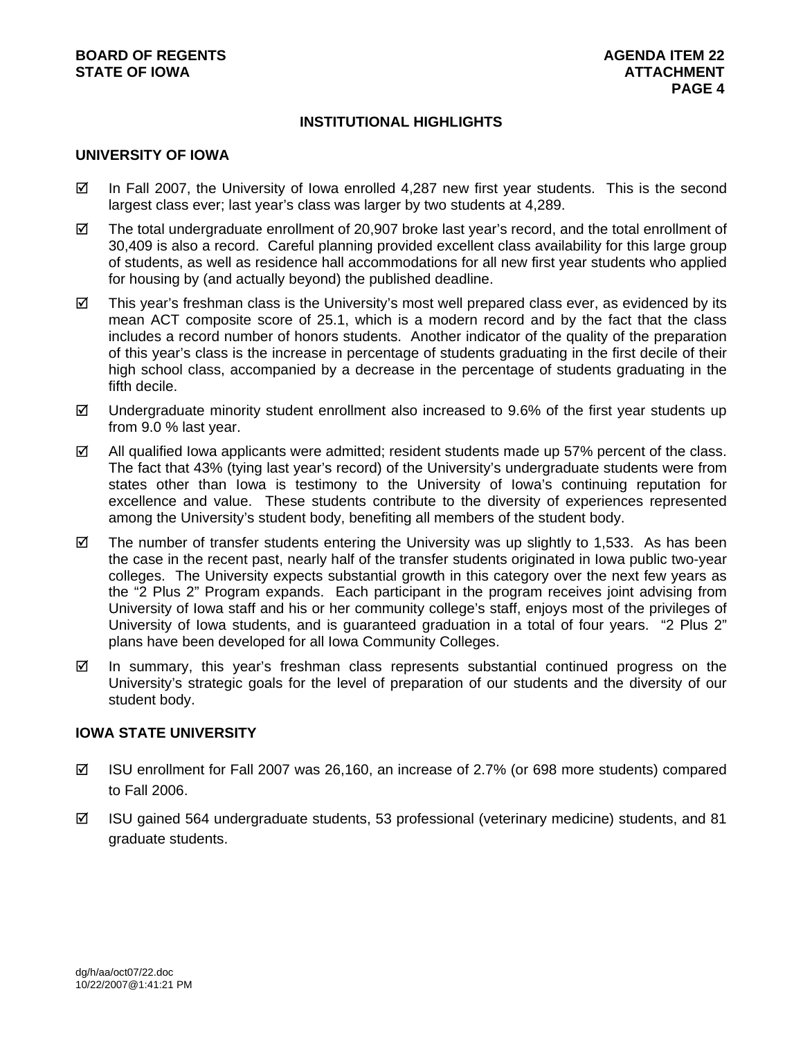## INSTITUTIONAL HIGHLIGHTS

### UNIVERSITY OF IOWA

- ☑ In Fall 2007, the University of Iowa enrolled 4,287 new first year students. This is the second largest class ever; last year's class was larger by two students at 4,289.
- ☑ The total undergraduate enrollment of 20,907 broke last year's record, and the total enrollment of 30,409 is also a record. Careful planning provided excellent class availability for this large group of students, as well as residence hall accommodations for all new first year students who applied for housing by (and actually beyond) the published deadline.
- ☑ This year's freshman class is the University's most well prepared class ever, as evidenced by its mean ACT composite score of 25.1, which is a modern record and by the fact that the class includes a record number of honors students. Another indicator of the quality of the preparation of this year's class is the increase in percentage of students graduating in the first decile of their high school class, accompanied by a decrease in the percentage of students graduating in the fifth decile.
- ☑ Undergraduate minority student enrollment also increased to 9.6% of the first year students up from 9.0 % last year.
- ☑ All qualified Iowa applicants were admitted; resident students made up 57% percent of the class. The fact that 43% (tying last year's record) of the University's undergraduate students were from states other than Iowa is testimony to the University of Iowa's continuing reputation for excellence and value. These students contribute to the diversity of experiences represented among the University's student body, benefiting all members of the student body.
- ☑ The number of transfer students entering the University was up slightly to 1,533. As has been the case in the recent past, nearly half of the transfer students originated in Iowa public two-year colleges. The University expects substantial growth in this category over the next few years as the "2 Plus 2" Program expands. Each participant in the program receives joint advising from University of Iowa staff and his or her community college's staff, enjoys most of the privileges of University of Iowa students, and is guaranteed graduation in a total of four years. "2 Plus 2" plans have been developed for all Iowa Community Colleges.
- ☑ In summary, this year's freshman class represents substantial continued progress on the University's strategic goals for the level of preparation of our students and the diversity of our student body.

### IOWA STATE UNIVERSITY

- ☑ ISU enrollment for Fall 2007 was 26,160, an increase of 2.7% (or 698 more students) compared to Fall 2006.
- ☑ ISU gained 564 undergraduate students, 53 professional (veterinary medicine) students, and 81 graduate students.

dg/h/aa/oct07/22.doc
10/22/2007@1:41:21 PM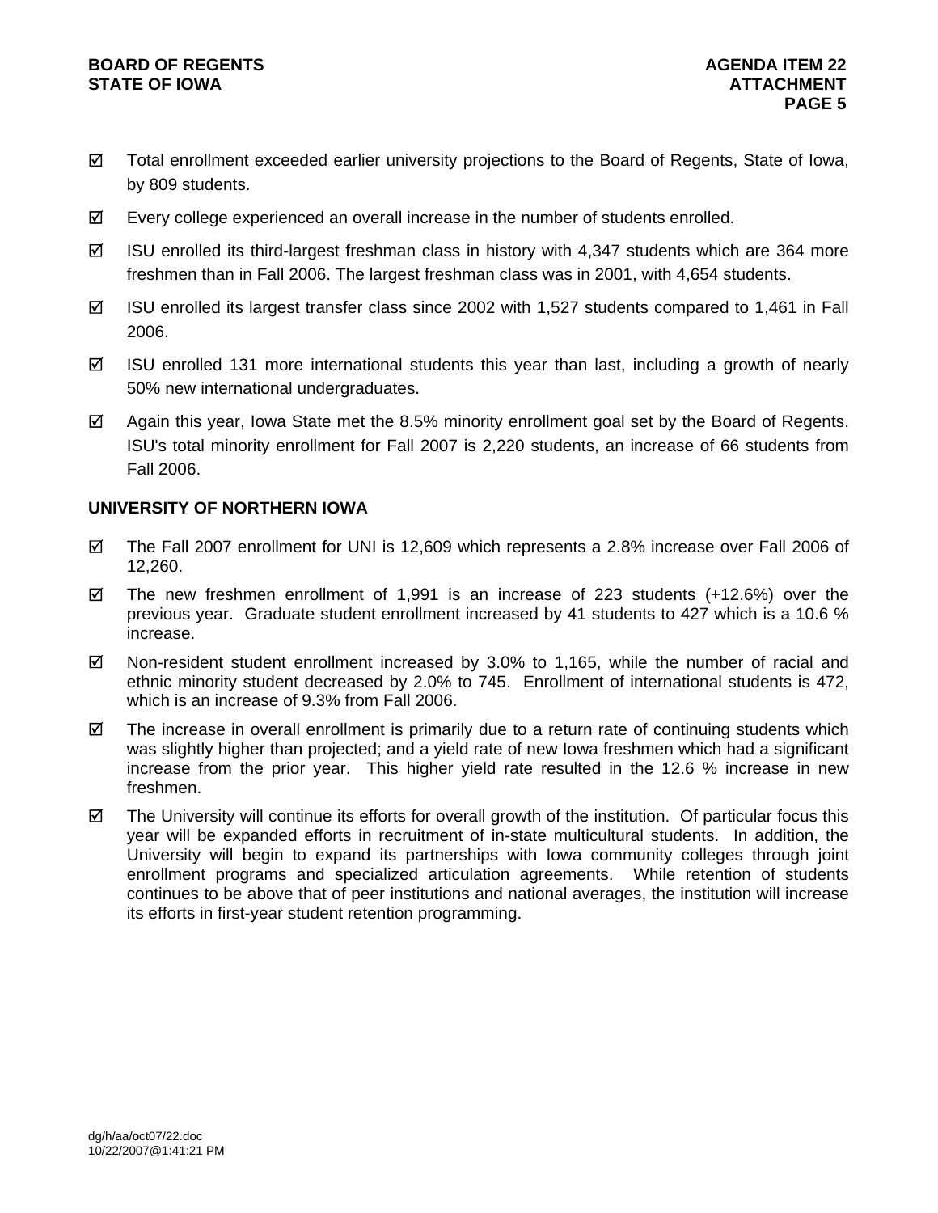- ☑ Total enrollment exceeded earlier university projections to the Board of Regents, State of Iowa, by 809 students.
- ☑ Every college experienced an overall increase in the number of students enrolled.
- ☑ ISU enrolled its third-largest freshman class in history with 4,347 students which are 364 more freshmen than in Fall 2006. The largest freshman class was in 2001, with 4,654 students.
- ☑ ISU enrolled its largest transfer class since 2002 with 1,527 students compared to 1,461 in Fall 2006.
- ☑ ISU enrolled 131 more international students this year than last, including a growth of nearly 50% new international undergraduates.
- ☑ Again this year, Iowa State met the 8.5% minority enrollment goal set by the Board of Regents. ISU's total minority enrollment for Fall 2007 is 2,220 students, an increase of 66 students from Fall 2006.

**UNIVERSITY OF NORTHERN IOWA**

- ☑ The Fall 2007 enrollment for UNI is 12,609 which represents a 2.8% increase over Fall 2006 of 12,260.
- ☑ The new freshmen enrollment of 1,991 is an increase of 223 students (+12.6%) over the previous year. Graduate student enrollment increased by 41 students to 427 which is a 10.6 % increase.
- ☑ Non-resident student enrollment increased by 3.0% to 1,165, while the number of racial and ethnic minority student decreased by 2.0% to 745. Enrollment of international students is 472, which is an increase of 9.3% from Fall 2006.
- ☑ The increase in overall enrollment is primarily due to a return rate of continuing students which was slightly higher than projected; and a yield rate of new Iowa freshmen which had a significant increase from the prior year. This higher yield rate resulted in the 12.6 % increase in new freshmen.
- ☑ The University will continue its efforts for overall growth of the institution. Of particular focus this year will be expanded efforts in recruitment of in-state multicultural students. In addition, the University will begin to expand its partnerships with Iowa community colleges through joint enrollment programs and specialized articulation agreements. While retention of students continues to be above that of peer institutions and national averages, the institution will increase its efforts in first-year student retention programming.